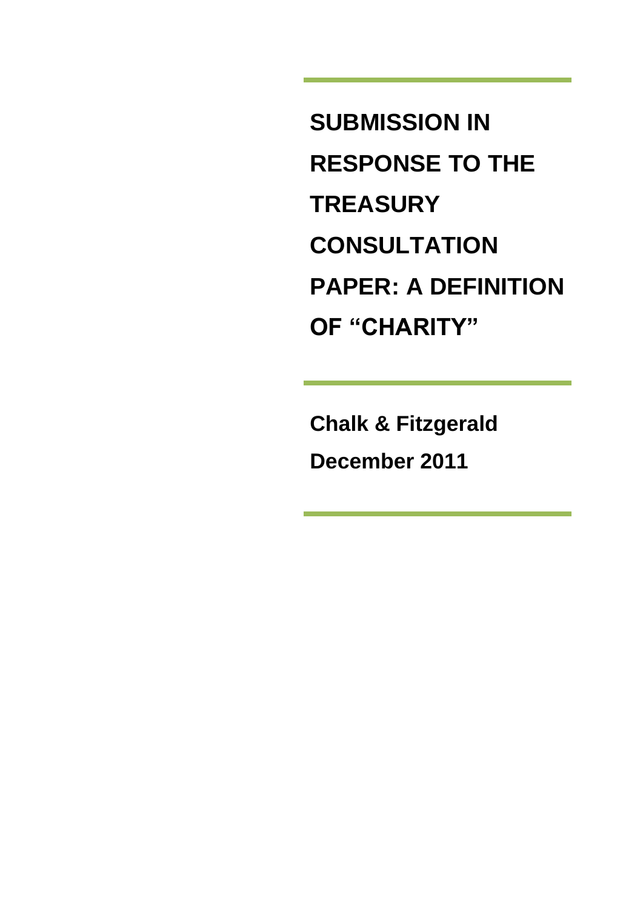# SUBMISSION IN RESPONSE TO THE TREASURY CONSULTATION PAPER: A DEFINITION OF "CHARITY"

**Chalk & Fitzgerald**

**December 2011**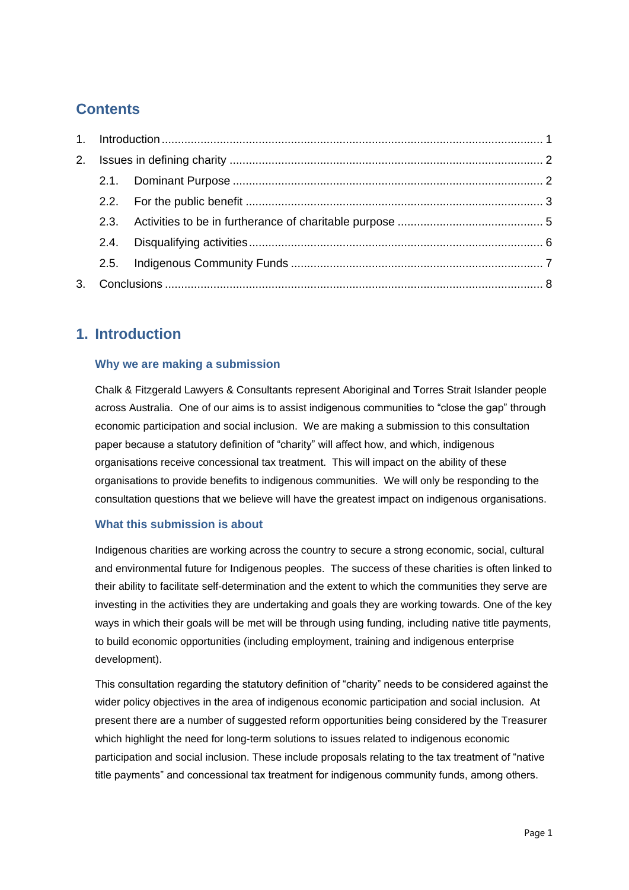## Contents

1. Introduction ..................................................................................................................... 1
2. Issues in defining charity ................................................................................................ 2
   2.1. Dominant Purpose ............................................................................................... 2
   2.2. For the public benefit ........................................................................................... 3
   2.3. Activities to be in furtherance of charitable purpose ............................................. 5
   2.4. Disqualifying activities .......................................................................................... 6
   2.5. Indigenous Community Funds ............................................................................. 7
3. Conclusions .................................................................................................................... 8

# 1. Introduction

### Why we are making a submission

Chalk & Fitzgerald Lawyers & Consultants represent Aboriginal and Torres Strait Islander people across Australia. One of our aims is to assist indigenous communities to "close the gap" through economic participation and social inclusion. We are making a submission to this consultation paper because a statutory definition of "charity" will affect how, and which, indigenous organisations receive concessional tax treatment. This will impact on the ability of these organisations to provide benefits to indigenous communities. We will only be responding to the consultation questions that we believe will have the greatest impact on indigenous organisations.

### What this submission is about

Indigenous charities are working across the country to secure a strong economic, social, cultural and environmental future for Indigenous peoples. The success of these charities is often linked to their ability to facilitate self-determination and the extent to which the communities they serve are investing in the activities they are undertaking and goals they are working towards. One of the key ways in which their goals will be met will be through using funding, including native title payments, to build economic opportunities (including employment, training and indigenous enterprise development).

This consultation regarding the statutory definition of "charity" needs to be considered against the wider policy objectives in the area of indigenous economic participation and social inclusion. At present there are a number of suggested reform opportunities being considered by the Treasurer which highlight the need for long-term solutions to issues related to indigenous economic participation and social inclusion. These include proposals relating to the tax treatment of "native title payments" and concessional tax treatment for indigenous community funds, among others.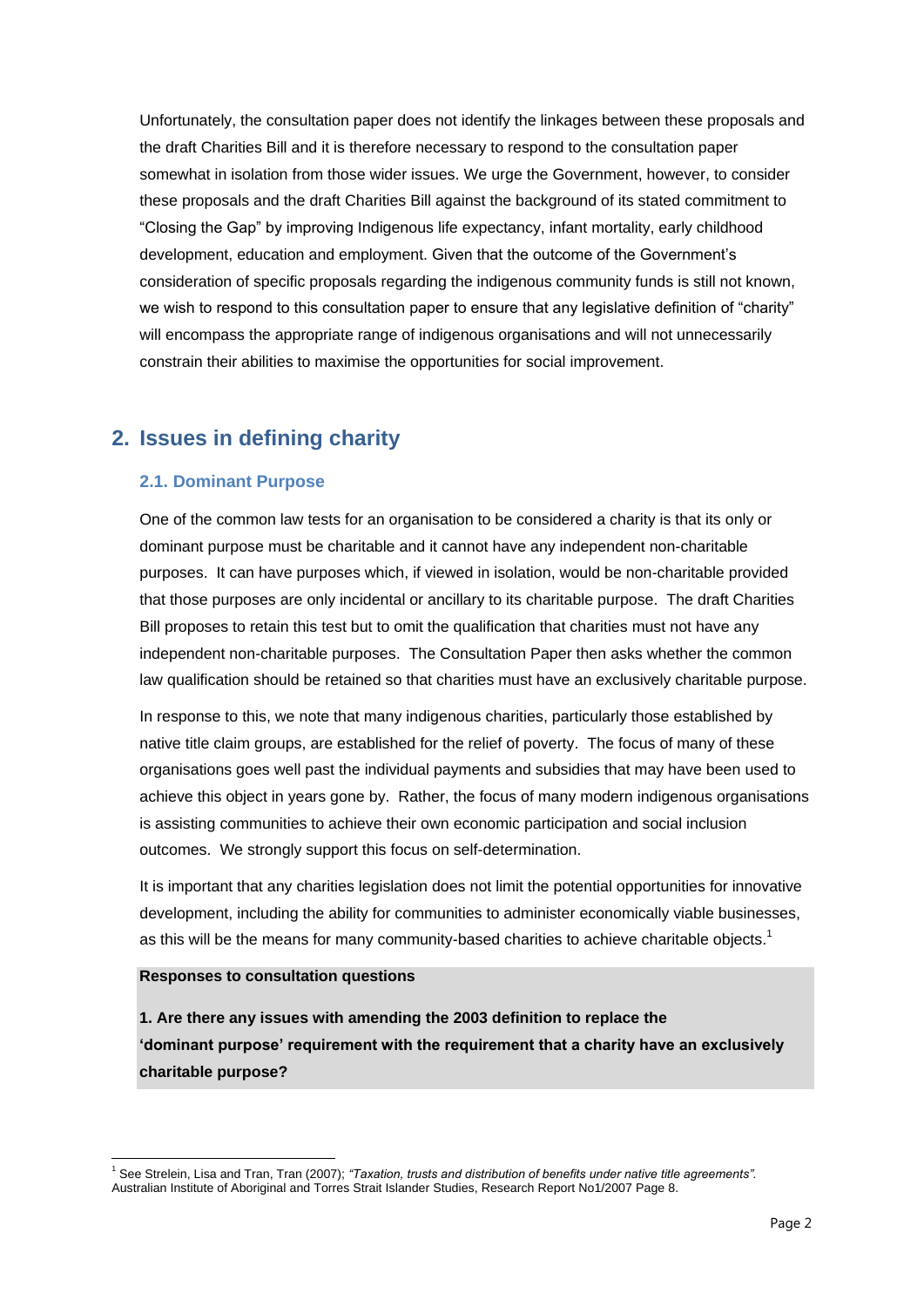Unfortunately, the consultation paper does not identify the linkages between these proposals and the draft Charities Bill and it is therefore necessary to respond to the consultation paper somewhat in isolation from those wider issues. We urge the Government, however, to consider these proposals and the draft Charities Bill against the background of its stated commitment to "Closing the Gap" by improving Indigenous life expectancy, infant mortality, early childhood development, education and employment. Given that the outcome of the Government's consideration of specific proposals regarding the indigenous community funds is still not known, we wish to respond to this consultation paper to ensure that any legislative definition of "charity" will encompass the appropriate range of indigenous organisations and will not unnecessarily constrain their abilities to maximise the opportunities for social improvement.

## 2. Issues in defining charity

### 2.1. Dominant Purpose

One of the common law tests for an organisation to be considered a charity is that its only or dominant purpose must be charitable and it cannot have any independent non-charitable purposes. It can have purposes which, if viewed in isolation, would be non-charitable provided that those purposes are only incidental or ancillary to its charitable purpose. The draft Charities Bill proposes to retain this test but to omit the qualification that charities must not have any independent non-charitable purposes. The Consultation Paper then asks whether the common law qualification should be retained so that charities must have an exclusively charitable purpose.

In response to this, we note that many indigenous charities, particularly those established by native title claim groups, are established for the relief of poverty. The focus of many of these organisations goes well past the individual payments and subsidies that may have been used to achieve this object in years gone by. Rather, the focus of many modern indigenous organisations is assisting communities to achieve their own economic participation and social inclusion outcomes. We strongly support this focus on self-determination.

It is important that any charities legislation does not limit the potential opportunities for innovative development, including the ability for communities to administer economically viable businesses, as this will be the means for many community-based charities to achieve charitable objects.[1]

**Responses to consultation questions**

**1. Are there any issues with amending the 2003 definition to replace the 'dominant purpose' requirement with the requirement that a charity have an exclusively charitable purpose?**

---

[1] See Strelein, Lisa and Tran, Tran (2007); *"Taxation, trusts and distribution of benefits under native title agreements".* Australian Institute of Aboriginal and Torres Strait Islander Studies, Research Report No1/2007 Page 8.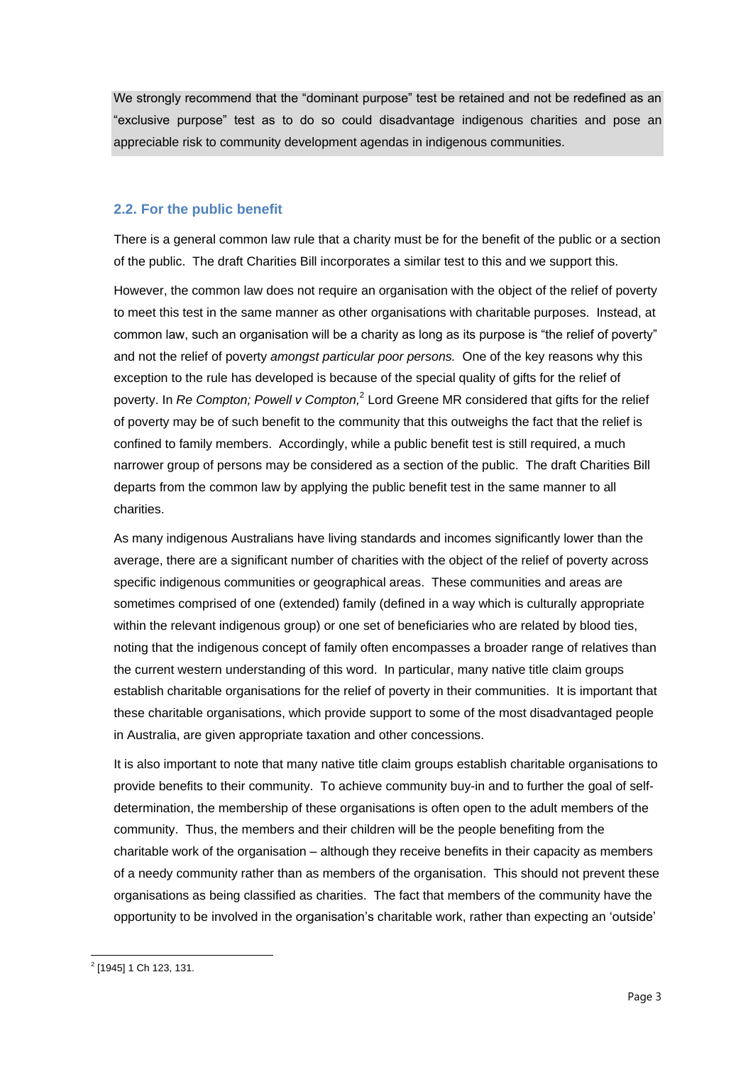We strongly recommend that the "dominant purpose" test be retained and not be redefined as an "exclusive purpose" test as to do so could disadvantage indigenous charities and pose an appreciable risk to community development agendas in indigenous communities.

## 2.2. For the public benefit

There is a general common law rule that a charity must be for the benefit of the public or a section of the public. The draft Charities Bill incorporates a similar test to this and we support this.

However, the common law does not require an organisation with the object of the relief of poverty to meet this test in the same manner as other organisations with charitable purposes. Instead, at common law, such an organisation will be a charity as long as its purpose is "the relief of poverty" and not the relief of poverty *amongst particular poor persons.* One of the key reasons why this exception to the rule has developed is because of the special quality of gifts for the relief of poverty. In *Re Compton; Powell v Compton,*[2] Lord Greene MR considered that gifts for the relief of poverty may be of such benefit to the community that this outweighs the fact that the relief is confined to family members. Accordingly, while a public benefit test is still required, a much narrower group of persons may be considered as a section of the public. The draft Charities Bill departs from the common law by applying the public benefit test in the same manner to all charities.

As many indigenous Australians have living standards and incomes significantly lower than the average, there are a significant number of charities with the object of the relief of poverty across specific indigenous communities or geographical areas. These communities and areas are sometimes comprised of one (extended) family (defined in a way which is culturally appropriate within the relevant indigenous group) or one set of beneficiaries who are related by blood ties, noting that the indigenous concept of family often encompasses a broader range of relatives than the current western understanding of this word. In particular, many native title claim groups establish charitable organisations for the relief of poverty in their communities. It is important that these charitable organisations, which provide support to some of the most disadvantaged people in Australia, are given appropriate taxation and other concessions.

It is also important to note that many native title claim groups establish charitable organisations to provide benefits to their community. To achieve community buy-in and to further the goal of self-determination, the membership of these organisations is often open to the adult members of the community. Thus, the members and their children will be the people benefiting from the charitable work of the organisation – although they receive benefits in their capacity as members of a needy community rather than as members of the organisation. This should not prevent these organisations as being classified as charities. The fact that members of the community have the opportunity to be involved in the organisation's charitable work, rather than expecting an 'outside'

[2] [1945] 1 Ch 123, 131.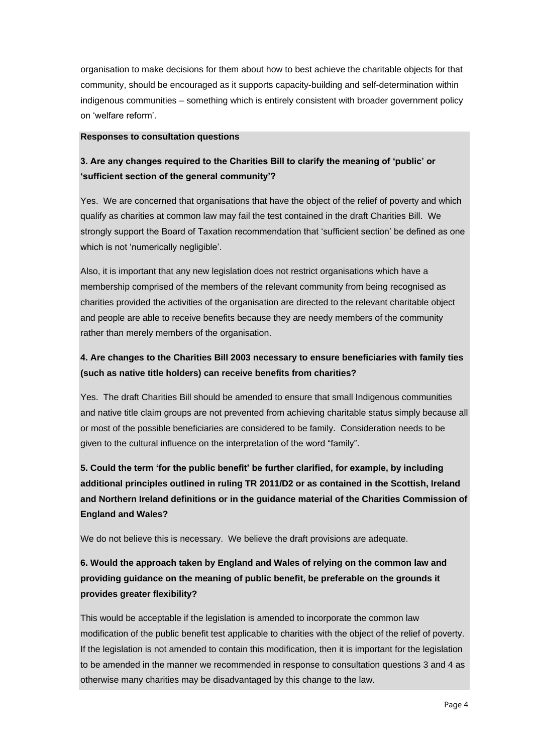organisation to make decisions for them about how to best achieve the charitable objects for that community, should be encouraged as it supports capacity-building and self-determination within indigenous communities – something which is entirely consistent with broader government policy on 'welfare reform'.

**Responses to consultation questions**

**3. Are any changes required to the Charities Bill to clarify the meaning of 'public' or 'sufficient section of the general community'?**

Yes. We are concerned that organisations that have the object of the relief of poverty and which qualify as charities at common law may fail the test contained in the draft Charities Bill. We strongly support the Board of Taxation recommendation that 'sufficient section' be defined as one which is not 'numerically negligible'.

Also, it is important that any new legislation does not restrict organisations which have a membership comprised of the members of the relevant community from being recognised as charities provided the activities of the organisation are directed to the relevant charitable object and people are able to receive benefits because they are needy members of the community rather than merely members of the organisation.

**4. Are changes to the Charities Bill 2003 necessary to ensure beneficiaries with family ties (such as native title holders) can receive benefits from charities?**

Yes. The draft Charities Bill should be amended to ensure that small Indigenous communities and native title claim groups are not prevented from achieving charitable status simply because all or most of the possible beneficiaries are considered to be family. Consideration needs to be given to the cultural influence on the interpretation of the word "family".

**5. Could the term 'for the public benefit' be further clarified, for example, by including additional principles outlined in ruling TR 2011/D2 or as contained in the Scottish, Ireland and Northern Ireland definitions or in the guidance material of the Charities Commission of England and Wales?**

We do not believe this is necessary. We believe the draft provisions are adequate.

**6. Would the approach taken by England and Wales of relying on the common law and providing guidance on the meaning of public benefit, be preferable on the grounds it provides greater flexibility?**

This would be acceptable if the legislation is amended to incorporate the common law modification of the public benefit test applicable to charities with the object of the relief of poverty. If the legislation is not amended to contain this modification, then it is important for the legislation to be amended in the manner we recommended in response to consultation questions 3 and 4 as otherwise many charities may be disadvantaged by this change to the law.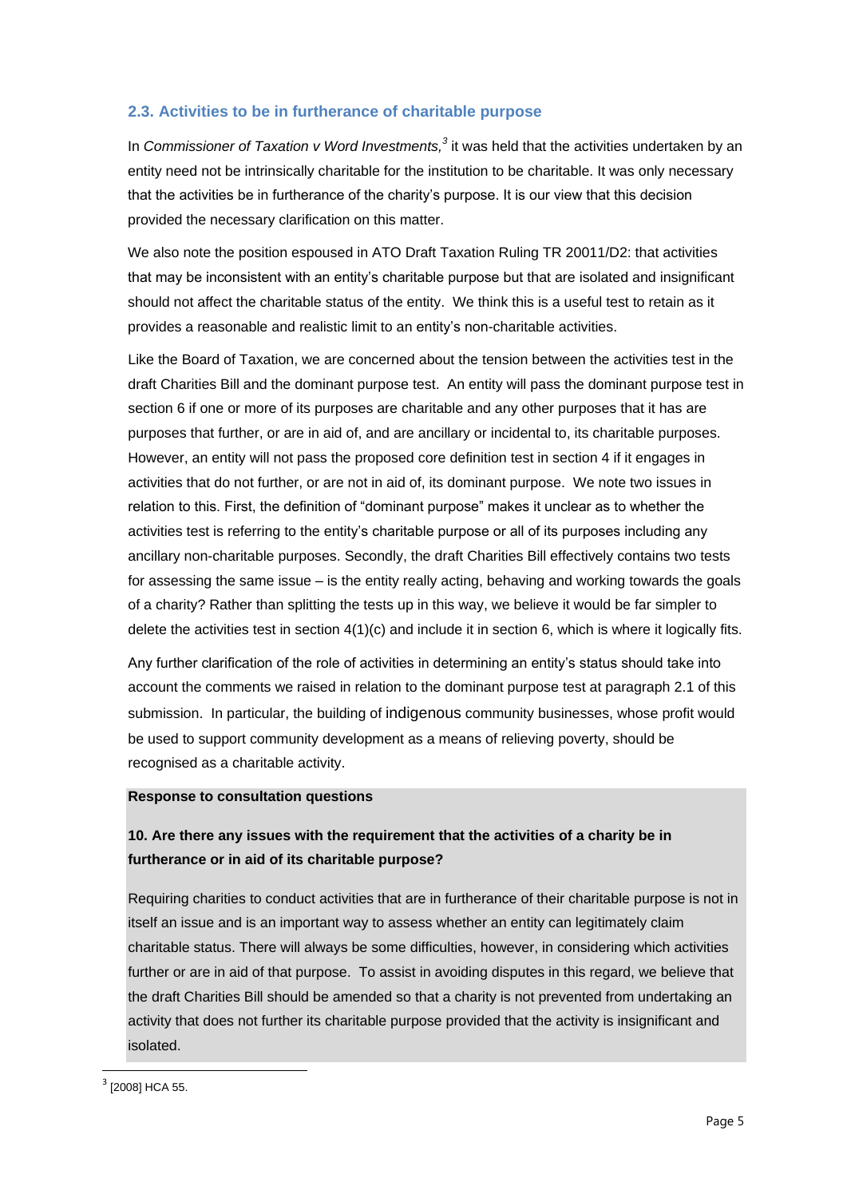### 2.3. Activities to be in furtherance of charitable purpose

In *Commissioner of Taxation v Word Investments,*[3] it was held that the activities undertaken by an entity need not be intrinsically charitable for the institution to be charitable. It was only necessary that the activities be in furtherance of the charity's purpose. It is our view that this decision provided the necessary clarification on this matter.

We also note the position espoused in ATO Draft Taxation Ruling TR 20011/D2: that activities that may be inconsistent with an entity's charitable purpose but that are isolated and insignificant should not affect the charitable status of the entity. We think this is a useful test to retain as it provides a reasonable and realistic limit to an entity's non-charitable activities.

Like the Board of Taxation, we are concerned about the tension between the activities test in the draft Charities Bill and the dominant purpose test. An entity will pass the dominant purpose test in section 6 if one or more of its purposes are charitable and any other purposes that it has are purposes that further, or are in aid of, and are ancillary or incidental to, its charitable purposes. However, an entity will not pass the proposed core definition test in section 4 if it engages in activities that do not further, or are not in aid of, its dominant purpose. We note two issues in relation to this. First, the definition of "dominant purpose" makes it unclear as to whether the activities test is referring to the entity's charitable purpose or all of its purposes including any ancillary non-charitable purposes. Secondly, the draft Charities Bill effectively contains two tests for assessing the same issue – is the entity really acting, behaving and working towards the goals of a charity? Rather than splitting the tests up in this way, we believe it would be far simpler to delete the activities test in section 4(1)(c) and include it in section 6, which is where it logically fits.

Any further clarification of the role of activities in determining an entity's status should take into account the comments we raised in relation to the dominant purpose test at paragraph 2.1 of this submission. In particular, the building of indigenous community businesses, whose profit would be used to support community development as a means of relieving poverty, should be recognised as a charitable activity.

**Response to consultation questions**

**10. Are there any issues with the requirement that the activities of a charity be in furtherance or in aid of its charitable purpose?**

Requiring charities to conduct activities that are in furtherance of their charitable purpose is not in itself an issue and is an important way to assess whether an entity can legitimately claim charitable status. There will always be some difficulties, however, in considering which activities further or are in aid of that purpose. To assist in avoiding disputes in this regard, we believe that the draft Charities Bill should be amended so that a charity is not prevented from undertaking an activity that does not further its charitable purpose provided that the activity is insignificant and isolated.

---

[3] [2008] HCA 55.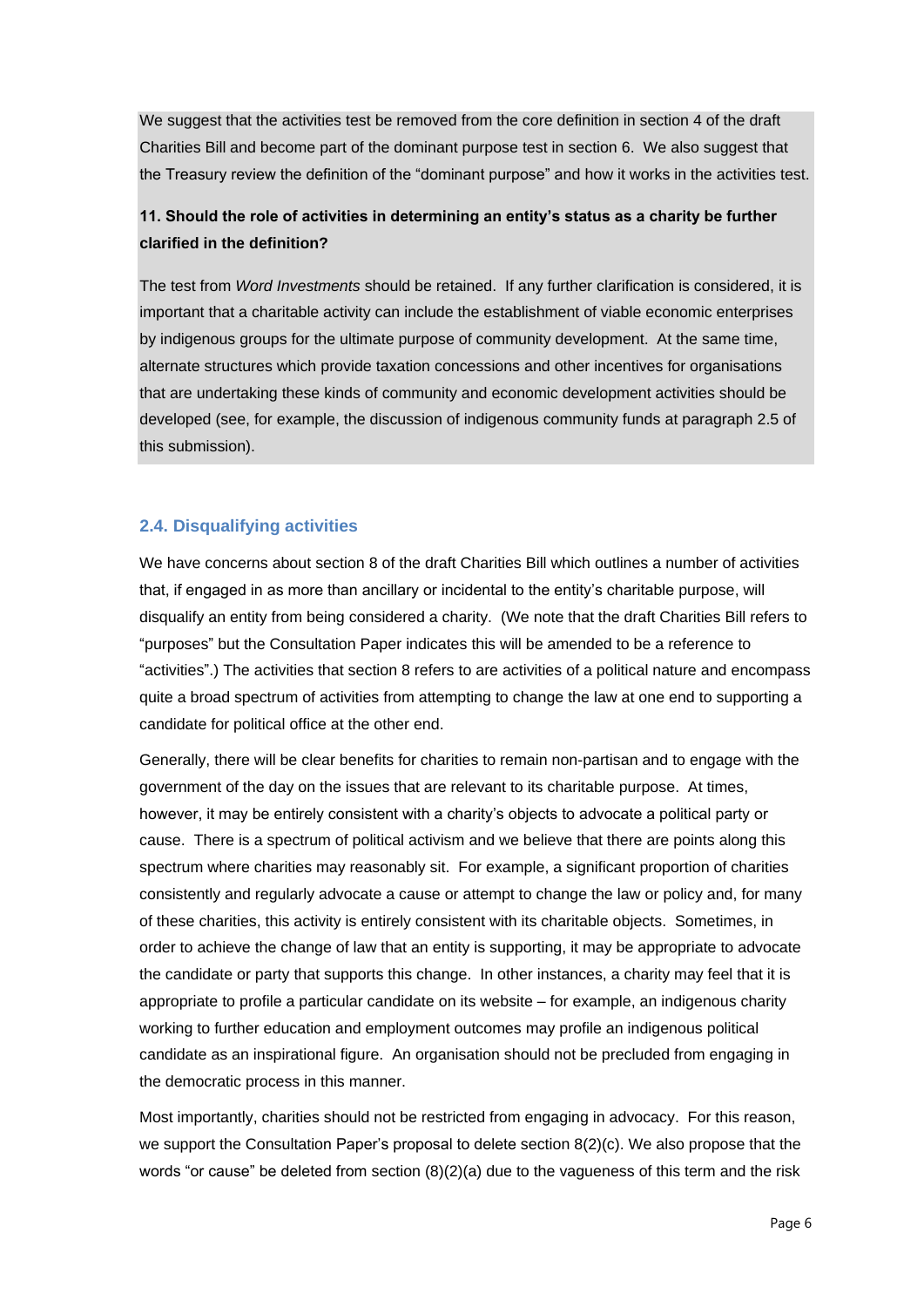We suggest that the activities test be removed from the core definition in section 4 of the draft Charities Bill and become part of the dominant purpose test in section 6. We also suggest that the Treasury review the definition of the "dominant purpose" and how it works in the activities test.

**11. Should the role of activities in determining an entity's status as a charity be further clarified in the definition?**

The test from *Word Investments* should be retained. If any further clarification is considered, it is important that a charitable activity can include the establishment of viable economic enterprises by indigenous groups for the ultimate purpose of community development. At the same time, alternate structures which provide taxation concessions and other incentives for organisations that are undertaking these kinds of community and economic development activities should be developed (see, for example, the discussion of indigenous community funds at paragraph 2.5 of this submission).

### 2.4. Disqualifying activities

We have concerns about section 8 of the draft Charities Bill which outlines a number of activities that, if engaged in as more than ancillary or incidental to the entity's charitable purpose, will disqualify an entity from being considered a charity. (We note that the draft Charities Bill refers to "purposes" but the Consultation Paper indicates this will be amended to be a reference to "activities".) The activities that section 8 refers to are activities of a political nature and encompass quite a broad spectrum of activities from attempting to change the law at one end to supporting a candidate for political office at the other end.

Generally, there will be clear benefits for charities to remain non-partisan and to engage with the government of the day on the issues that are relevant to its charitable purpose. At times, however, it may be entirely consistent with a charity's objects to advocate a political party or cause. There is a spectrum of political activism and we believe that there are points along this spectrum where charities may reasonably sit. For example, a significant proportion of charities consistently and regularly advocate a cause or attempt to change the law or policy and, for many of these charities, this activity is entirely consistent with its charitable objects. Sometimes, in order to achieve the change of law that an entity is supporting, it may be appropriate to advocate the candidate or party that supports this change. In other instances, a charity may feel that it is appropriate to profile a particular candidate on its website – for example, an indigenous charity working to further education and employment outcomes may profile an indigenous political candidate as an inspirational figure. An organisation should not be precluded from engaging in the democratic process in this manner.

Most importantly, charities should not be restricted from engaging in advocacy. For this reason, we support the Consultation Paper's proposal to delete section 8(2)(c). We also propose that the words "or cause" be deleted from section (8)(2)(a) due to the vagueness of this term and the risk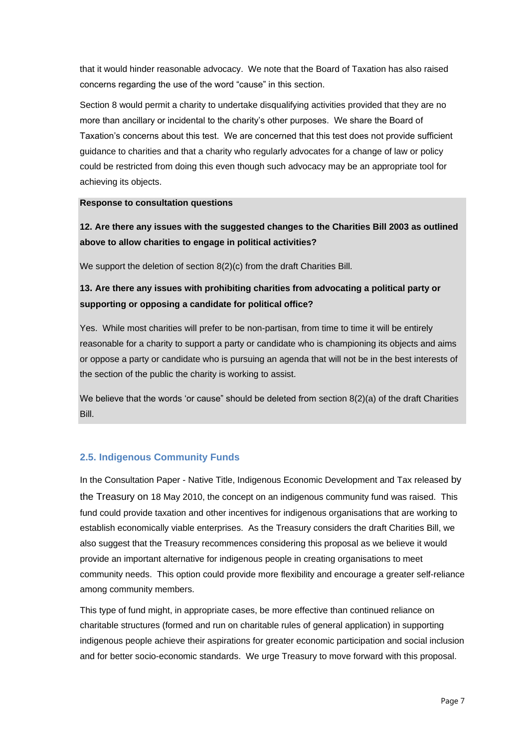that it would hinder reasonable advocacy. We note that the Board of Taxation has also raised concerns regarding the use of the word "cause" in this section.

Section 8 would permit a charity to undertake disqualifying activities provided that they are no more than ancillary or incidental to the charity's other purposes. We share the Board of Taxation's concerns about this test. We are concerned that this test does not provide sufficient guidance to charities and that a charity who regularly advocates for a change of law or policy could be restricted from doing this even though such advocacy may be an appropriate tool for achieving its objects.

**Response to consultation questions**

**12. Are there any issues with the suggested changes to the Charities Bill 2003 as outlined above to allow charities to engage in political activities?**

We support the deletion of section 8(2)(c) from the draft Charities Bill.

**13. Are there any issues with prohibiting charities from advocating a political party or supporting or opposing a candidate for political office?**

Yes. While most charities will prefer to be non-partisan, from time to time it will be entirely reasonable for a charity to support a party or candidate who is championing its objects and aims or oppose a party or candidate who is pursuing an agenda that will not be in the best interests of the section of the public the charity is working to assist.

We believe that the words 'or cause" should be deleted from section 8(2)(a) of the draft Charities Bill.

### 2.5. Indigenous Community Funds

In the Consultation Paper - Native Title, Indigenous Economic Development and Tax released by the Treasury on 18 May 2010, the concept on an indigenous community fund was raised. This fund could provide taxation and other incentives for indigenous organisations that are working to establish economically viable enterprises. As the Treasury considers the draft Charities Bill, we also suggest that the Treasury recommences considering this proposal as we believe it would provide an important alternative for indigenous people in creating organisations to meet community needs. This option could provide more flexibility and encourage a greater self-reliance among community members.

This type of fund might, in appropriate cases, be more effective than continued reliance on charitable structures (formed and run on charitable rules of general application) in supporting indigenous people achieve their aspirations for greater economic participation and social inclusion and for better socio-economic standards. We urge Treasury to move forward with this proposal.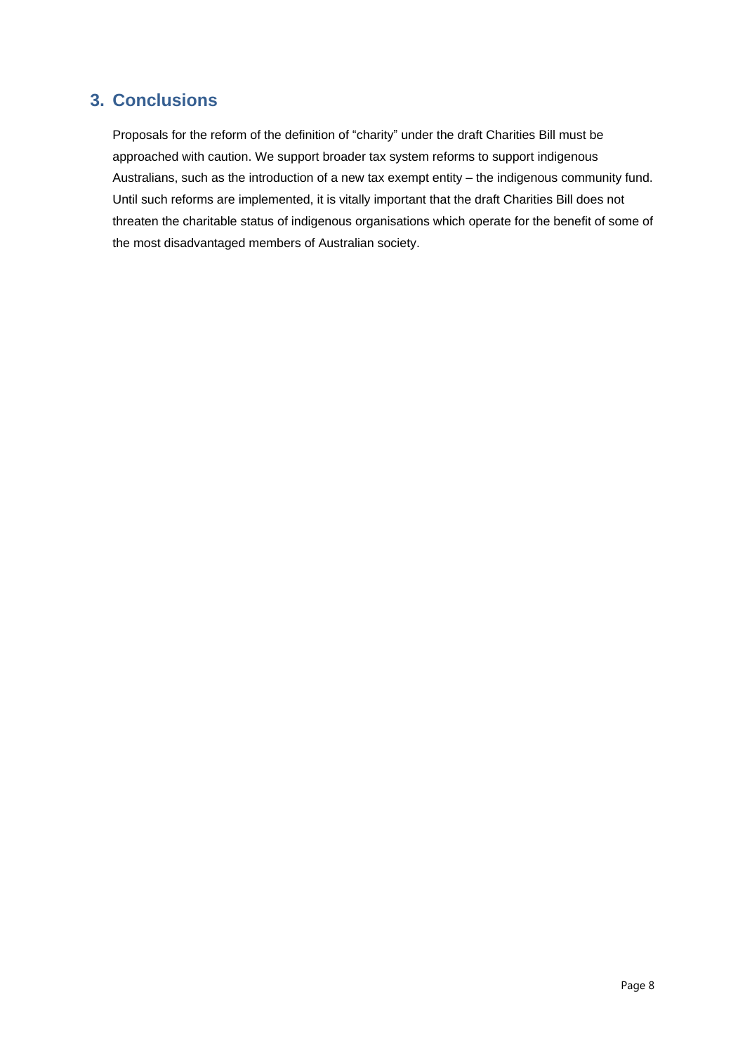## 3. Conclusions

Proposals for the reform of the definition of "charity" under the draft Charities Bill must be approached with caution. We support broader tax system reforms to support indigenous Australians, such as the introduction of a new tax exempt entity – the indigenous community fund. Until such reforms are implemented, it is vitally important that the draft Charities Bill does not threaten the charitable status of indigenous organisations which operate for the benefit of some of the most disadvantaged members of Australian society.